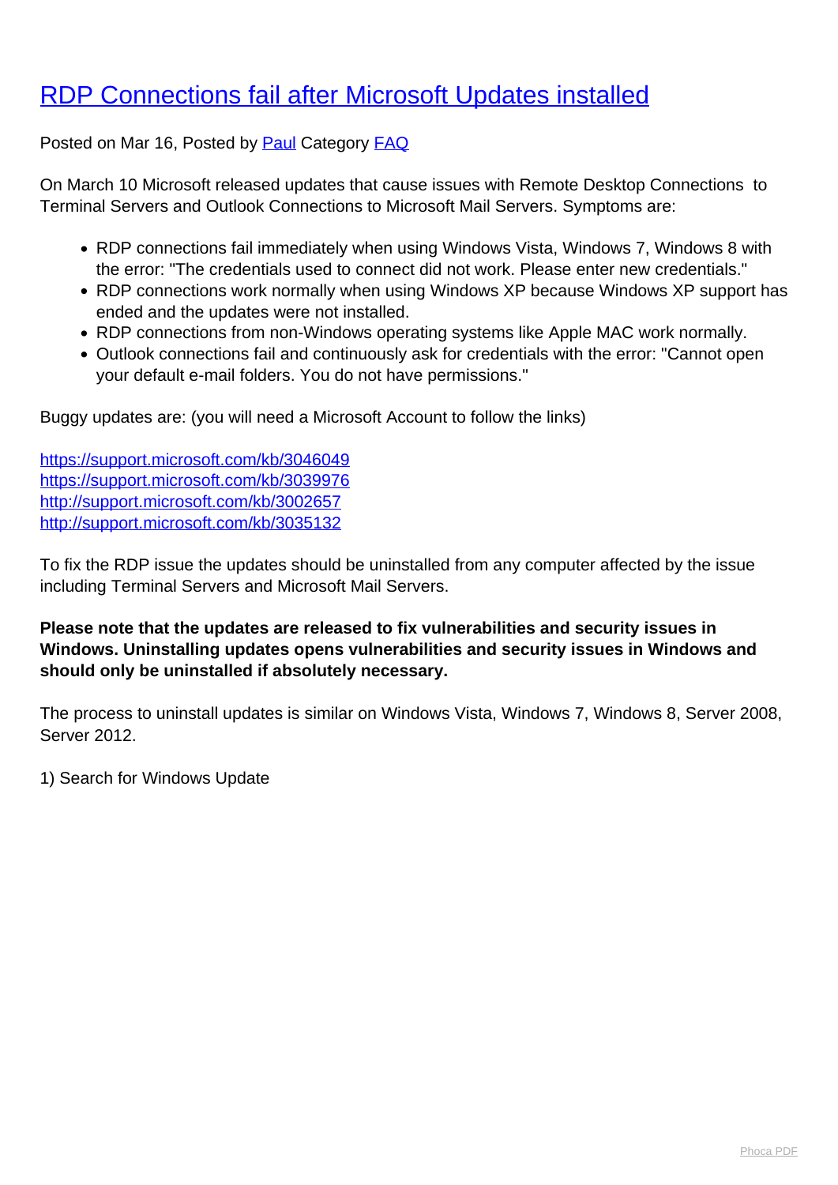# [RDP Connections fail after Microsoft Updates installed]

Posted on Mar 16, Posted by Paul Category FAQ

On March 10 Microsoft released updates that cause issues with Remote Desktop Connections to Terminal Servers and Outlook Connections to Microsoft Mail Servers. Symptoms are:

- RDP connections fail immediately when using Windows Vista, Windows 7, Windows 8 with the error: "The credentials used to connect did not work. Please enter new credentials."
- RDP connections work normally when using Windows XP because Windows XP support has ended and the updates were not installed.
- RDP connections from non-Windows operating systems like Apple MAC work normally.
- Outlook connections fail and continuously ask for credentials with the error: "Cannot open your default e-mail folders. You do not have permissions."

Buggy updates are: (you will need a Microsoft Account to follow the links)

https://support.microsoft.com/kb/3046049
https://support.microsoft.com/kb/3039976
http://support.microsoft.com/kb/3002657
http://support.microsoft.com/kb/3035132

To fix the RDP issue the updates should be uninstalled from any computer affected by the issue including Terminal Servers and Microsoft Mail Servers.

**Please note that the updates are released to fix vulnerabilities and security issues in Windows. Uninstalling updates opens vulnerabilities and security issues in Windows and should only be uninstalled if absolutely necessary.**

The process to uninstall updates is similar on Windows Vista, Windows 7, Windows 8, Server 2008, Server 2012.

1) Search for Windows Update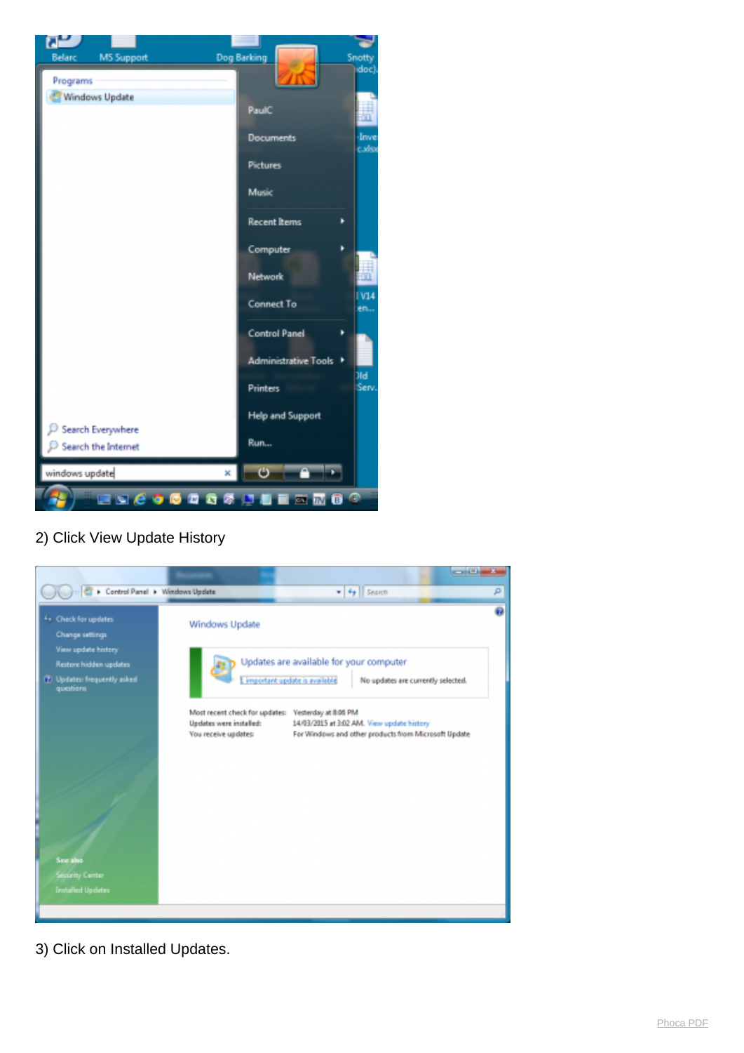2) Click View Update History

3) Click on Installed Updates.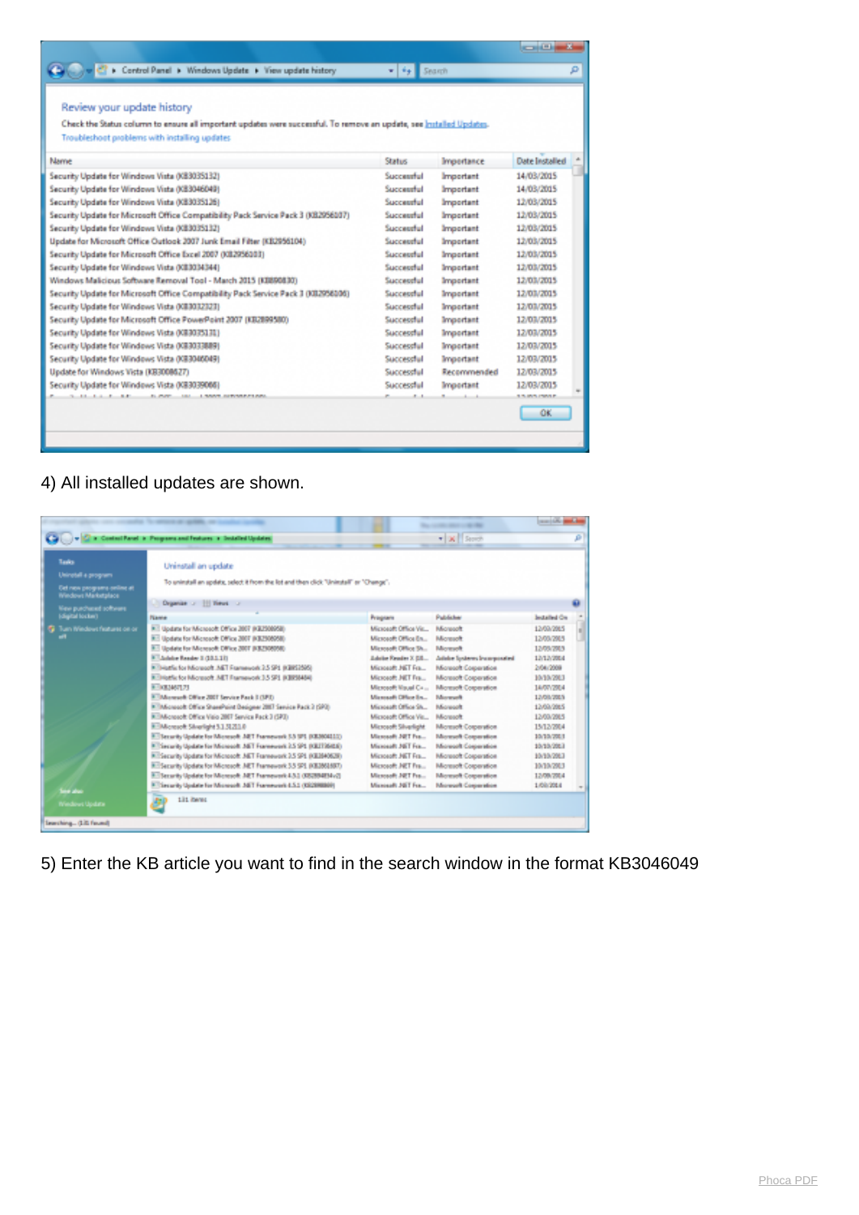4) All installed updates are shown.

5) Enter the KB article you want to find in the search window in the format KB3046049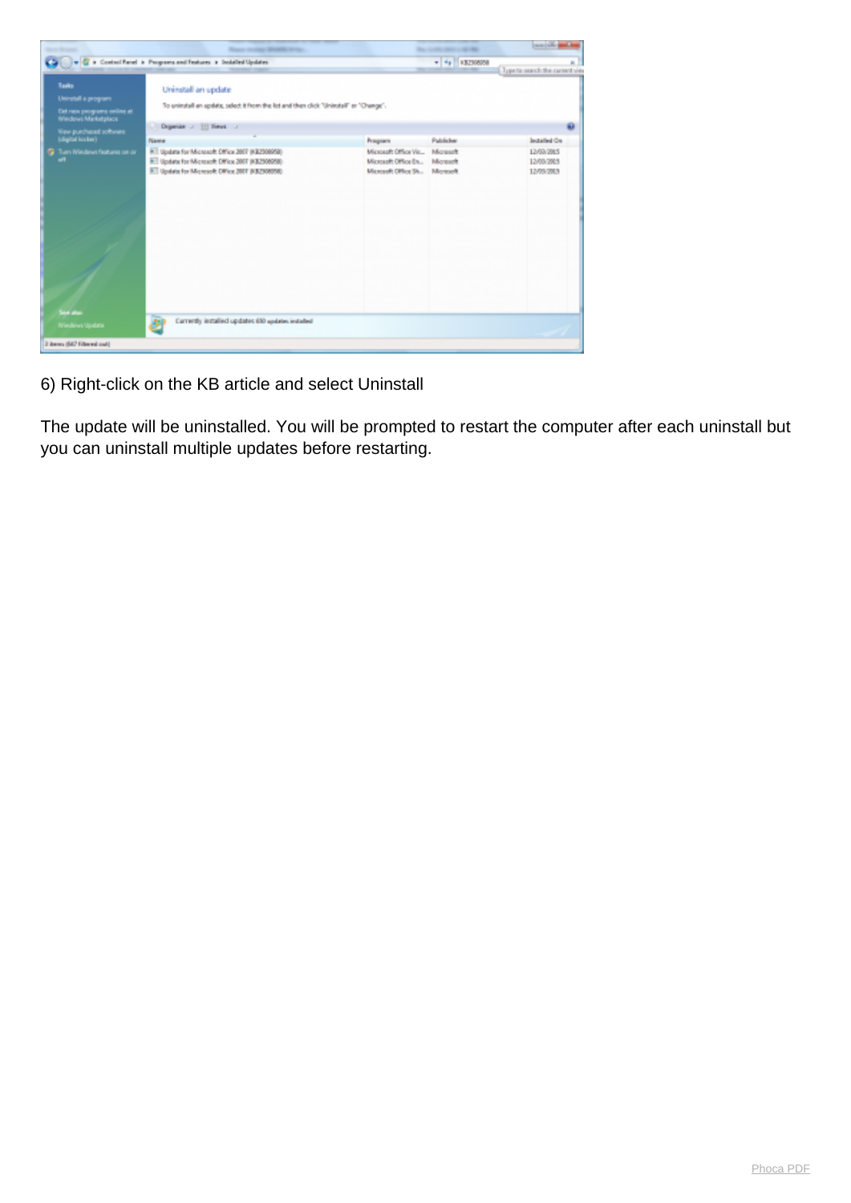6) Right-click on the KB article and select Uninstall

The update will be uninstalled. You will be prompted to restart the computer after each uninstall but you can uninstall multiple updates before restarting.